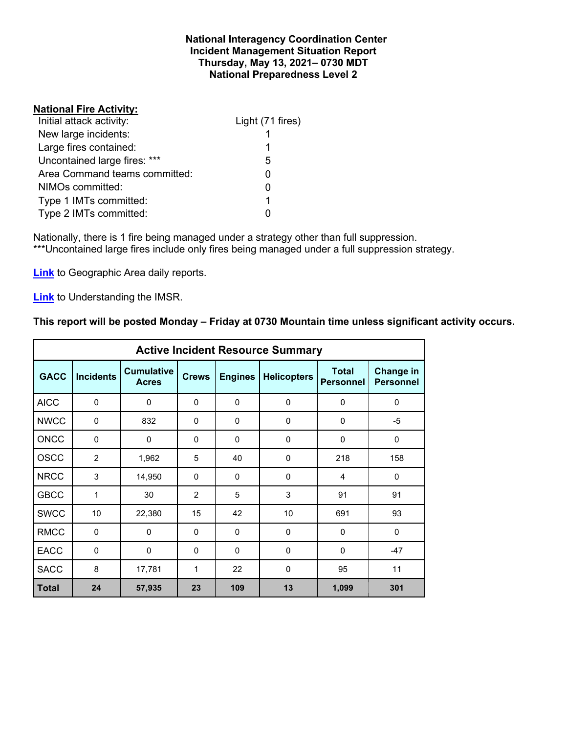**National Interagency Coordination Center**
**Incident Management Situation Report**
**Thursday, May 13, 2021– 0730 MDT**
**National Preparedness Level 2**

**National Fire Activity:**

| | |
|---|---|
| Initial attack activity: | Light (71 fires) |
| New large incidents: | 1 |
| Large fires contained: | 1 |
| Uncontained large fires: *** | 5 |
| Area Command teams committed: | 0 |
| NIMOs committed: | 0 |
| Type 1 IMTs committed: | 1 |
| Type 2 IMTs committed: | 0 |

Nationally, there is 1 fire being managed under a strategy other than full suppression.
***Uncontained large fires include only fires being managed under a full suppression strategy.

**Link** to Geographic Area daily reports.

**Link** to Understanding the IMSR.

**This report will be posted Monday – Friday at 0730 Mountain time unless significant activity occurs.**

| Active Incident Resource Summary | | | | | | | |
|---|---|---|---|---|---|---|---|
| **GACC** | **Incidents** | **Cumulative Acres** | **Crews** | **Engines** | **Helicopters** | **Total Personnel** | **Change in Personnel** |
| AICC | 0 | 0 | 0 | 0 | 0 | 0 | 0 |
| NWCC | 0 | 832 | 0 | 0 | 0 | 0 | -5 |
| ONCC | 0 | 0 | 0 | 0 | 0 | 0 | 0 |
| OSCC | 2 | 1,962 | 5 | 40 | 0 | 218 | 158 |
| NRCC | 3 | 14,950 | 0 | 0 | 0 | 4 | 0 |
| GBCC | 1 | 30 | 2 | 5 | 3 | 91 | 91 |
| SWCC | 10 | 22,380 | 15 | 42 | 10 | 691 | 93 |
| RMCC | 0 | 0 | 0 | 0 | 0 | 0 | 0 |
| EACC | 0 | 0 | 0 | 0 | 0 | 0 | -47 |
| SACC | 8 | 17,781 | 1 | 22 | 0 | 95 | 11 |
| **Total** | **24** | **57,935** | **23** | **109** | **13** | **1,099** | **301** |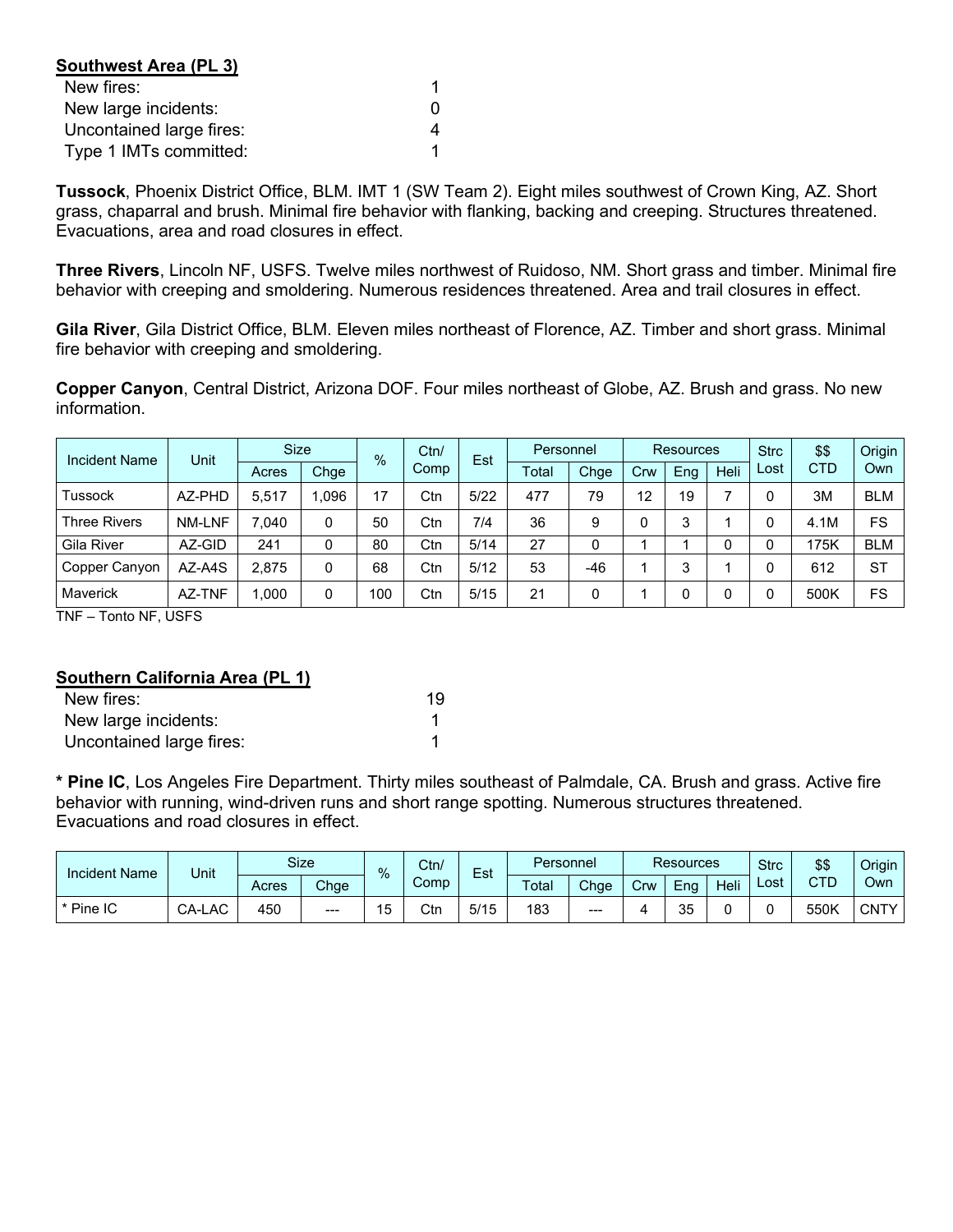**Southwest Area (PL 3)**

| | |
|---|---|
| New fires: | 1 |
| New large incidents: | 0 |
| Uncontained large fires: | 4 |
| Type 1 IMTs committed: | 1 |

**Tussock**, Phoenix District Office, BLM. IMT 1 (SW Team 2). Eight miles southwest of Crown King, AZ. Short grass, chaparral and brush. Minimal fire behavior with flanking, backing and creeping. Structures threatened. Evacuations, area and road closures in effect.

**Three Rivers**, Lincoln NF, USFS. Twelve miles northwest of Ruidoso, NM. Short grass and timber. Minimal fire behavior with creeping and smoldering. Numerous residences threatened. Area and trail closures in effect.

**Gila River**, Gila District Office, BLM. Eleven miles northeast of Florence, AZ. Timber and short grass. Minimal fire behavior with creeping and smoldering.

**Copper Canyon**, Central District, Arizona DOF. Four miles northeast of Globe, AZ. Brush and grass. No new information.

| Incident Name | Unit | Size | | % | Ctn/ Comp | Est | Personnel | | Resources | | | Strc Lost | $$ CTD | Origin Own |
|---|---|---|---|---|---|---|---|---|---|---|---|---|---|---|
| | | Acres | Chge | | | | Total | Chge | Crw | Eng | Heli | | | |
| Tussock | AZ-PHD | 5,517 | 1,096 | 17 | Ctn | 5/22 | 477 | 79 | 12 | 19 | 7 | 0 | 3M | BLM |
| Three Rivers | NM-LNF | 7,040 | 0 | 50 | Ctn | 7/4 | 36 | 9 | 0 | 3 | 1 | 0 | 4.1M | FS |
| Gila River | AZ-GID | 241 | 0 | 80 | Ctn | 5/14 | 27 | 0 | 1 | 1 | 0 | 0 | 175K | BLM |
| Copper Canyon | AZ-A4S | 2,875 | 0 | 68 | Ctn | 5/12 | 53 | -46 | 1 | 3 | 1 | 0 | 612 | ST |
| Maverick | AZ-TNF | 1,000 | 0 | 100 | Ctn | 5/15 | 21 | 0 | 1 | 0 | 0 | 0 | 500K | FS |

TNF – Tonto NF, USFS

**Southern California Area (PL 1)**

| | |
|---|---|
| New fires: | 19 |
| New large incidents: | 1 |
| Uncontained large fires: | 1 |

**\* Pine IC**, Los Angeles Fire Department. Thirty miles southeast of Palmdale, CA. Brush and grass. Active fire behavior with running, wind-driven runs and short range spotting. Numerous structures threatened. Evacuations and road closures in effect.

| Incident Name | Unit | Size | | % | Ctn/ Comp | Est | Personnel | | Resources | | | Strc Lost | $$ CTD | Origin Own |
|---|---|---|---|---|---|---|---|---|---|---|---|---|---|---|
| | | Acres | Chge | | | | Total | Chge | Crw | Eng | Heli | | | |
| * Pine IC | CA-LAC | 450 | --- | 15 | Ctn | 5/15 | 183 | --- | 4 | 35 | 0 | 0 | 550K | CNTY |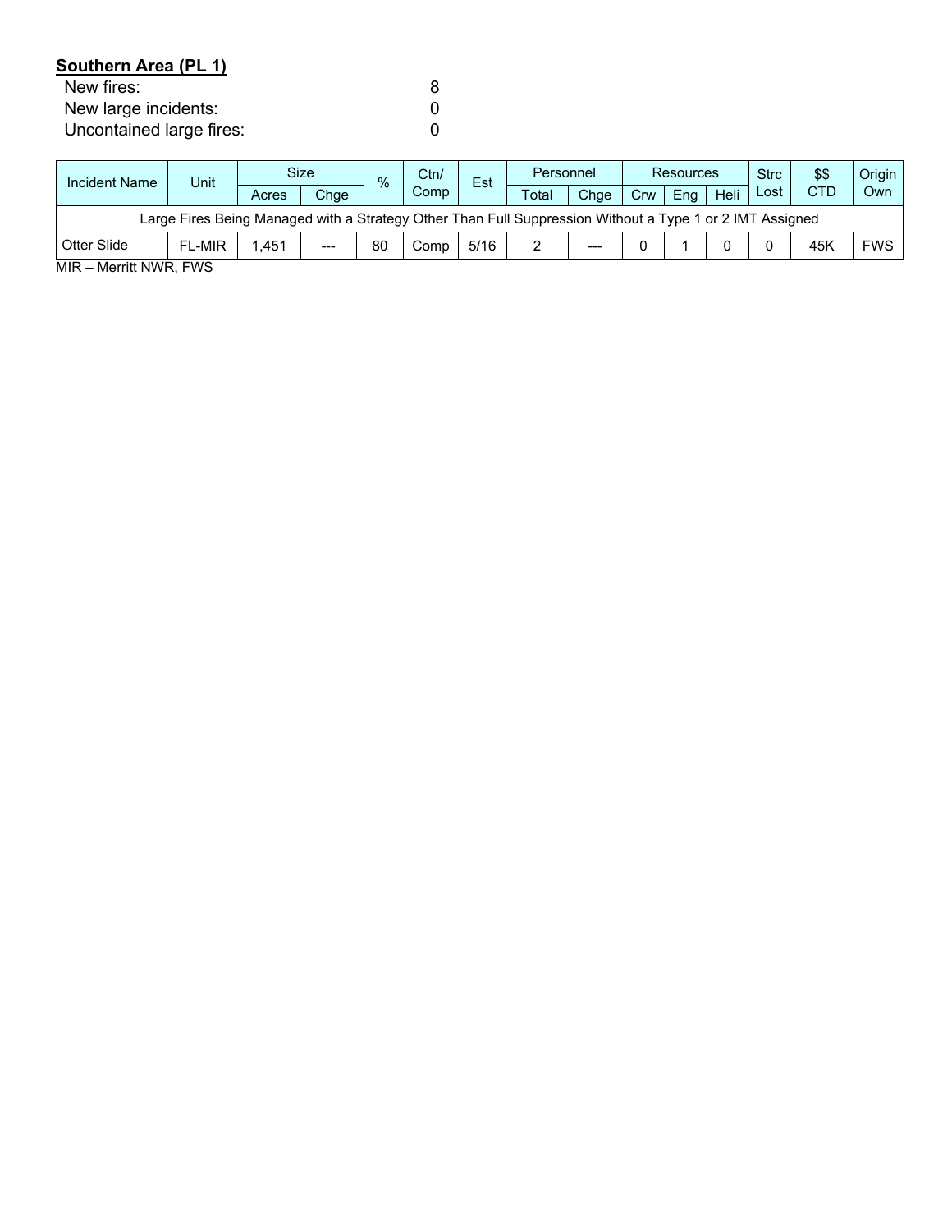**Southern Area (PL 1)**

New fires: 8
New large incidents: 0
Uncontained large fires: 0

| Incident Name | Unit | Size | | % | Ctn/ Comp | Est | Personnel | | Resources | | | Strc Lost | $$ CTD | Origin Own |
|---|---|---|---|---|---|---|---|---|---|---|---|---|---|---|
| | | Acres | Chge | | | | Total | Chge | Crw | Eng | Heli | | | |
| Large Fires Being Managed with a Strategy Other Than Full Suppression Without a Type 1 or 2 IMT Assigned | | | | | | | | | | | | | | |
| Otter Slide | FL-MIR | 1,451 | --- | 80 | Comp | 5/16 | 2 | --- | 0 | 1 | 0 | 0 | 45K | FWS |

MIR – Merritt NWR, FWS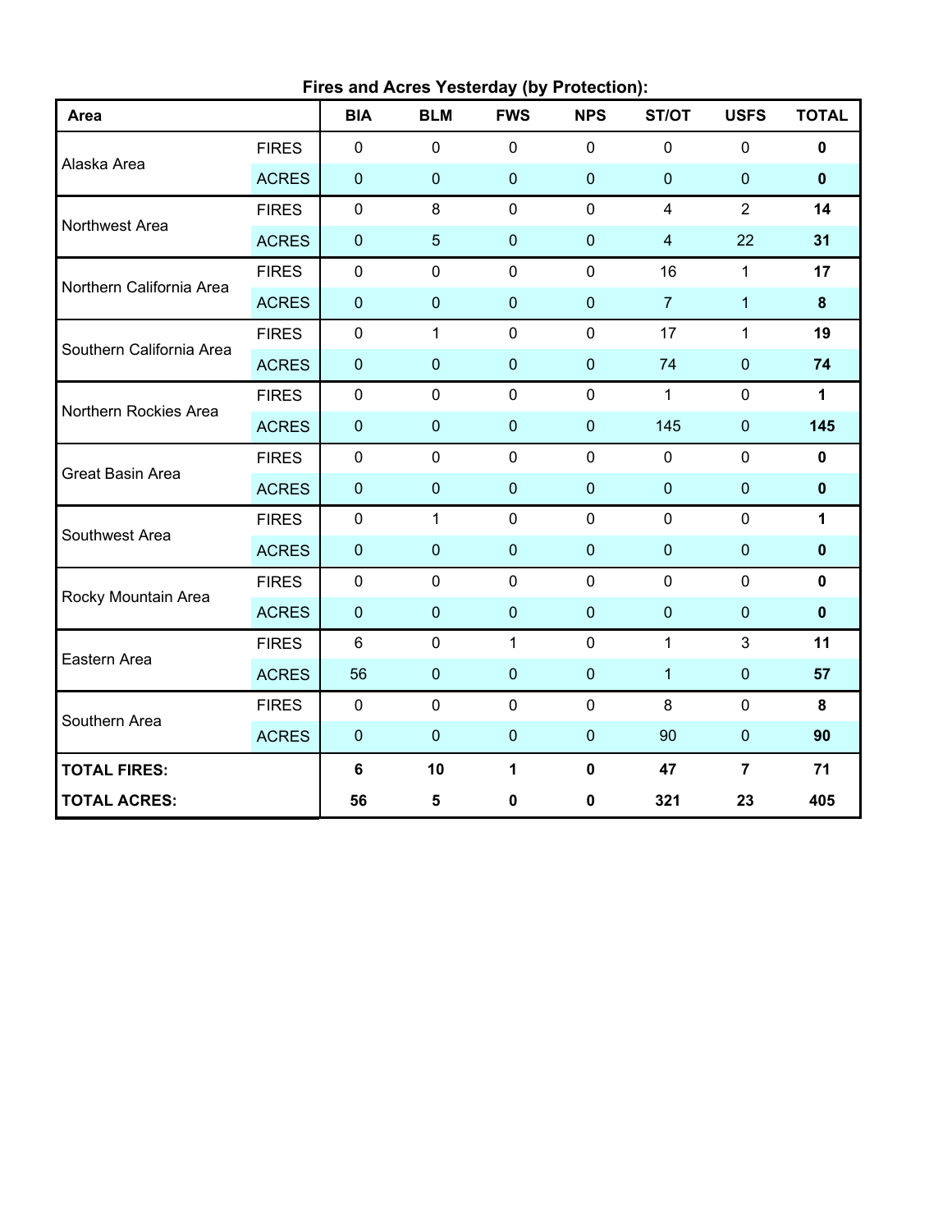**Fires and Acres Yesterday (by Protection):**

| Area | | BIA | BLM | FWS | NPS | ST/OT | USFS | TOTAL |
|---|---|---|---|---|---|---|---|---|
| Alaska Area | FIRES | 0 | 0 | 0 | 0 | 0 | 0 | **0** |
| | ACRES | 0 | 0 | 0 | 0 | 0 | 0 | **0** |
| Northwest Area | FIRES | 0 | 8 | 0 | 0 | 4 | 2 | **14** |
| | ACRES | 0 | 5 | 0 | 0 | 4 | 22 | **31** |
| Northern California Area | FIRES | 0 | 0 | 0 | 0 | 16 | 1 | **17** |
| | ACRES | 0 | 0 | 0 | 0 | 7 | 1 | **8** |
| Southern California Area | FIRES | 0 | 1 | 0 | 0 | 17 | 1 | **19** |
| | ACRES | 0 | 0 | 0 | 0 | 74 | 0 | **74** |
| Northern Rockies Area | FIRES | 0 | 0 | 0 | 0 | 1 | 0 | **1** |
| | ACRES | 0 | 0 | 0 | 0 | 145 | 0 | **145** |
| Great Basin Area | FIRES | 0 | 0 | 0 | 0 | 0 | 0 | **0** |
| | ACRES | 0 | 0 | 0 | 0 | 0 | 0 | **0** |
| Southwest Area | FIRES | 0 | 1 | 0 | 0 | 0 | 0 | **1** |
| | ACRES | 0 | 0 | 0 | 0 | 0 | 0 | **0** |
| Rocky Mountain Area | FIRES | 0 | 0 | 0 | 0 | 0 | 0 | **0** |
| | ACRES | 0 | 0 | 0 | 0 | 0 | 0 | **0** |
| Eastern Area | FIRES | 6 | 0 | 1 | 0 | 1 | 3 | **11** |
| | ACRES | 56 | 0 | 0 | 0 | 1 | 0 | **57** |
| Southern Area | FIRES | 0 | 0 | 0 | 0 | 8 | 0 | **8** |
| | ACRES | 0 | 0 | 0 | 0 | 90 | 0 | **90** |
| **TOTAL FIRES:** | | **6** | **10** | **1** | **0** | **47** | **7** | **71** |
| **TOTAL ACRES:** | | **56** | **5** | **0** | **0** | **321** | **23** | **405** |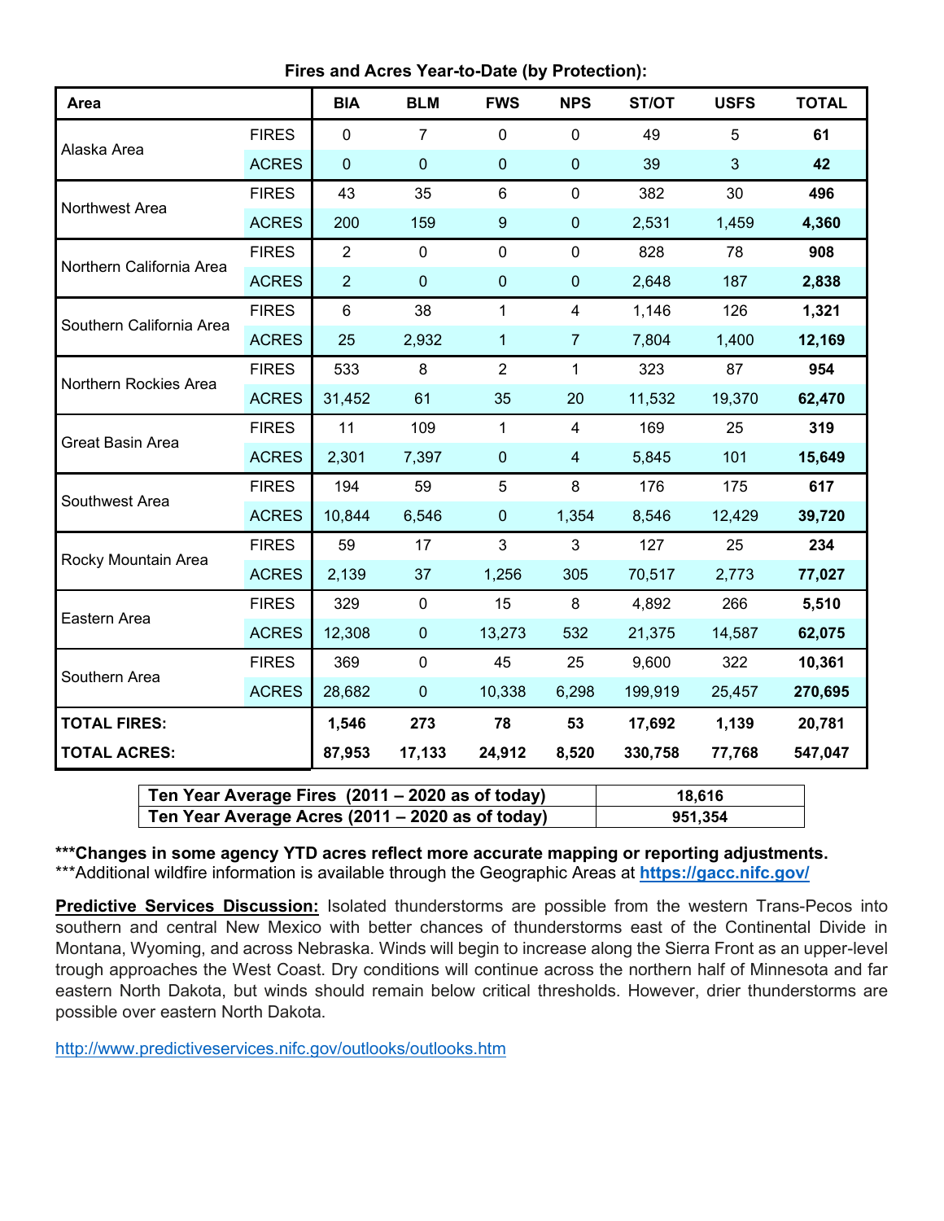**Fires and Acres Year-to-Date (by Protection):**

| Area | | BIA | BLM | FWS | NPS | ST/OT | USFS | TOTAL |
|---|---|---|---|---|---|---|---|---|
| Alaska Area | FIRES | 0 | 7 | 0 | 0 | 49 | 5 | **61** |
| | ACRES | 0 | 0 | 0 | 0 | 39 | 3 | **42** |
| Northwest Area | FIRES | 43 | 35 | 6 | 0 | 382 | 30 | **496** |
| | ACRES | 200 | 159 | 9 | 0 | 2,531 | 1,459 | **4,360** |
| Northern California Area | FIRES | 2 | 0 | 0 | 0 | 828 | 78 | **908** |
| | ACRES | 2 | 0 | 0 | 0 | 2,648 | 187 | **2,838** |
| Southern California Area | FIRES | 6 | 38 | 1 | 4 | 1,146 | 126 | **1,321** |
| | ACRES | 25 | 2,932 | 1 | 7 | 7,804 | 1,400 | **12,169** |
| Northern Rockies Area | FIRES | 533 | 8 | 2 | 1 | 323 | 87 | **954** |
| | ACRES | 31,452 | 61 | 35 | 20 | 11,532 | 19,370 | **62,470** |
| Great Basin Area | FIRES | 11 | 109 | 1 | 4 | 169 | 25 | **319** |
| | ACRES | 2,301 | 7,397 | 0 | 4 | 5,845 | 101 | **15,649** |
| Southwest Area | FIRES | 194 | 59 | 5 | 8 | 176 | 175 | **617** |
| | ACRES | 10,844 | 6,546 | 0 | 1,354 | 8,546 | 12,429 | **39,720** |
| Rocky Mountain Area | FIRES | 59 | 17 | 3 | 3 | 127 | 25 | **234** |
| | ACRES | 2,139 | 37 | 1,256 | 305 | 70,517 | 2,773 | **77,027** |
| Eastern Area | FIRES | 329 | 0 | 15 | 8 | 4,892 | 266 | **5,510** |
| | ACRES | 12,308 | 0 | 13,273 | 532 | 21,375 | 14,587 | **62,075** |
| Southern Area | FIRES | 369 | 0 | 45 | 25 | 9,600 | 322 | **10,361** |
| | ACRES | 28,682 | 0 | 10,338 | 6,298 | 199,919 | 25,457 | **270,695** |
| **TOTAL FIRES:** | | **1,546** | **273** | **78** | **53** | **17,692** | **1,139** | **20,781** |
| **TOTAL ACRES:** | | **87,953** | **17,133** | **24,912** | **8,520** | **330,758** | **77,768** | **547,047** |

| | |
|---|---|
| **Ten Year Average Fires (2011 – 2020 as of today)** | **18,616** |
| **Ten Year Average Acres (2011 – 2020 as of today)** | **951,354** |

**\*\*\*Changes in some agency YTD acres reflect more accurate mapping or reporting adjustments.**

\*\*\*Additional wildfire information is available through the Geographic Areas at **https://gacc.nifc.gov/**

**Predictive Services Discussion:** Isolated thunderstorms are possible from the western Trans-Pecos into southern and central New Mexico with better chances of thunderstorms east of the Continental Divide in Montana, Wyoming, and across Nebraska. Winds will begin to increase along the Sierra Front as an upper-level trough approaches the West Coast. Dry conditions will continue across the northern half of Minnesota and far eastern North Dakota, but winds should remain below critical thresholds. However, drier thunderstorms are possible over eastern North Dakota.

http://www.predictiveservices.nifc.gov/outlooks/outlooks.htm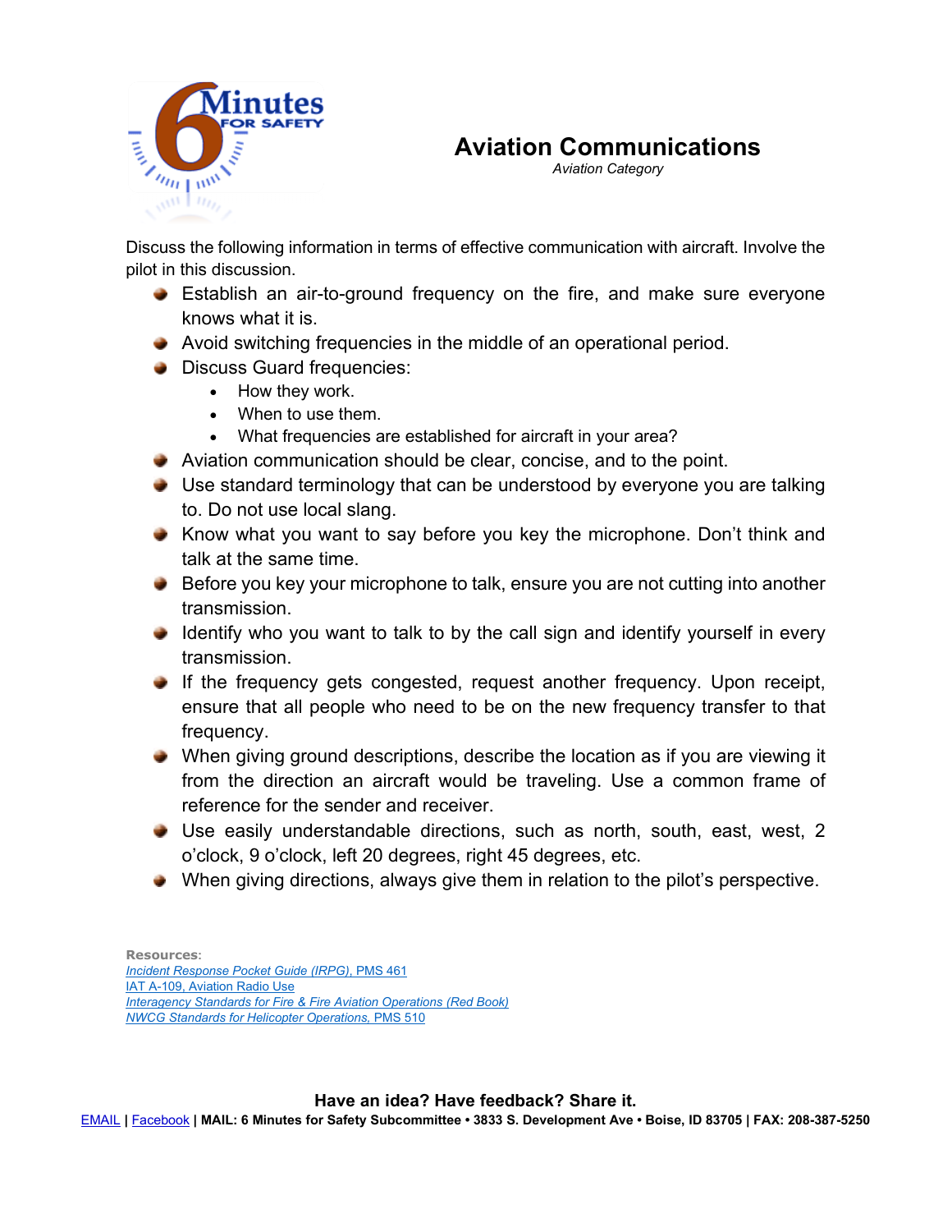# Aviation Communications

*Aviation Category*

Discuss the following information in terms of effective communication with aircraft. Involve the pilot in this discussion.

- Establish an air-to-ground frequency on the fire, and make sure everyone knows what it is.
- Avoid switching frequencies in the middle of an operational period.
- Discuss Guard frequencies:
  - How they work.
  - When to use them.
  - What frequencies are established for aircraft in your area?
- Aviation communication should be clear, concise, and to the point.
- Use standard terminology that can be understood by everyone you are talking to. Do not use local slang.
- Know what you want to say before you key the microphone. Don't think and talk at the same time.
- Before you key your microphone to talk, ensure you are not cutting into another transmission.
- Identify who you want to talk to by the call sign and identify yourself in every transmission.
- If the frequency gets congested, request another frequency. Upon receipt, ensure that all people who need to be on the new frequency transfer to that frequency.
- When giving ground descriptions, describe the location as if you are viewing it from the direction an aircraft would be traveling. Use a common frame of reference for the sender and receiver.
- Use easily understandable directions, such as north, south, east, west, 2 o'clock, 9 o'clock, left 20 degrees, right 45 degrees, etc.
- When giving directions, always give them in relation to the pilot's perspective.

**Resources:**
*Incident Response Pocket Guide (IRPG)*, PMS 461
IAT A-109, Aviation Radio Use
*Interagency Standards for Fire & Fire Aviation Operations (Red Book)*
*NWCG Standards for Helicopter Operations*, PMS 510

**Have an idea? Have feedback? Share it.**

EMAIL | Facebook | **MAIL: 6 Minutes for Safety Subcommittee • 3833 S. Development Ave • Boise, ID 83705 | FAX: 208-387-5250**